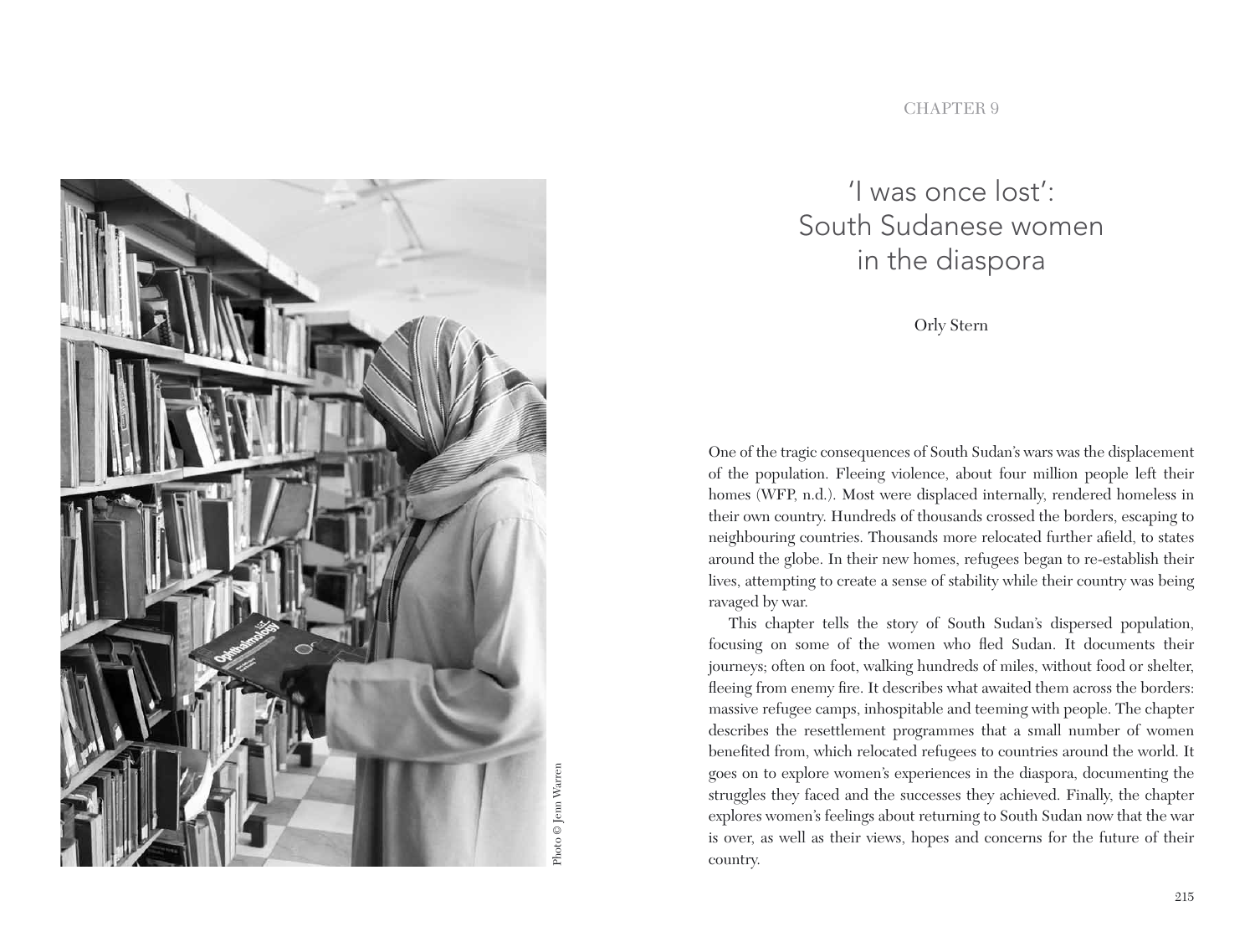CHAPTER 9

# 'I was once lost': South Sudanese women in the diaspora

Orly Stern

Photo © Jenn Warren

One of the tragic consequences of South Sudan's wars was the displacement of the population. Fleeing violence, about four million people left their homes (WFP, n.d.). Most were displaced internally, rendered homeless in their own country. Hundreds of thousands crossed the borders, escaping to neighbouring countries. Thousands more relocated further afield, to states around the globe. In their new homes, refugees began to re-establish their lives, attempting to create a sense of stability while their country was being ravaged by war.

This chapter tells the story of South Sudan's dispersed population, focusing on some of the women who fled Sudan. It documents their journeys; often on foot, walking hundreds of miles, without food or shelter, fleeing from enemy fire. It describes what awaited them across the borders: massive refugee camps, inhospitable and teeming with people. The chapter describes the resettlement programmes that a small number of women benefited from, which relocated refugees to countries around the world. It goes on to explore women's experiences in the diaspora, documenting the struggles they faced and the successes they achieved. Finally, the chapter explores women's feelings about returning to South Sudan now that the war is over, as well as their views, hopes and concerns for the future of their country.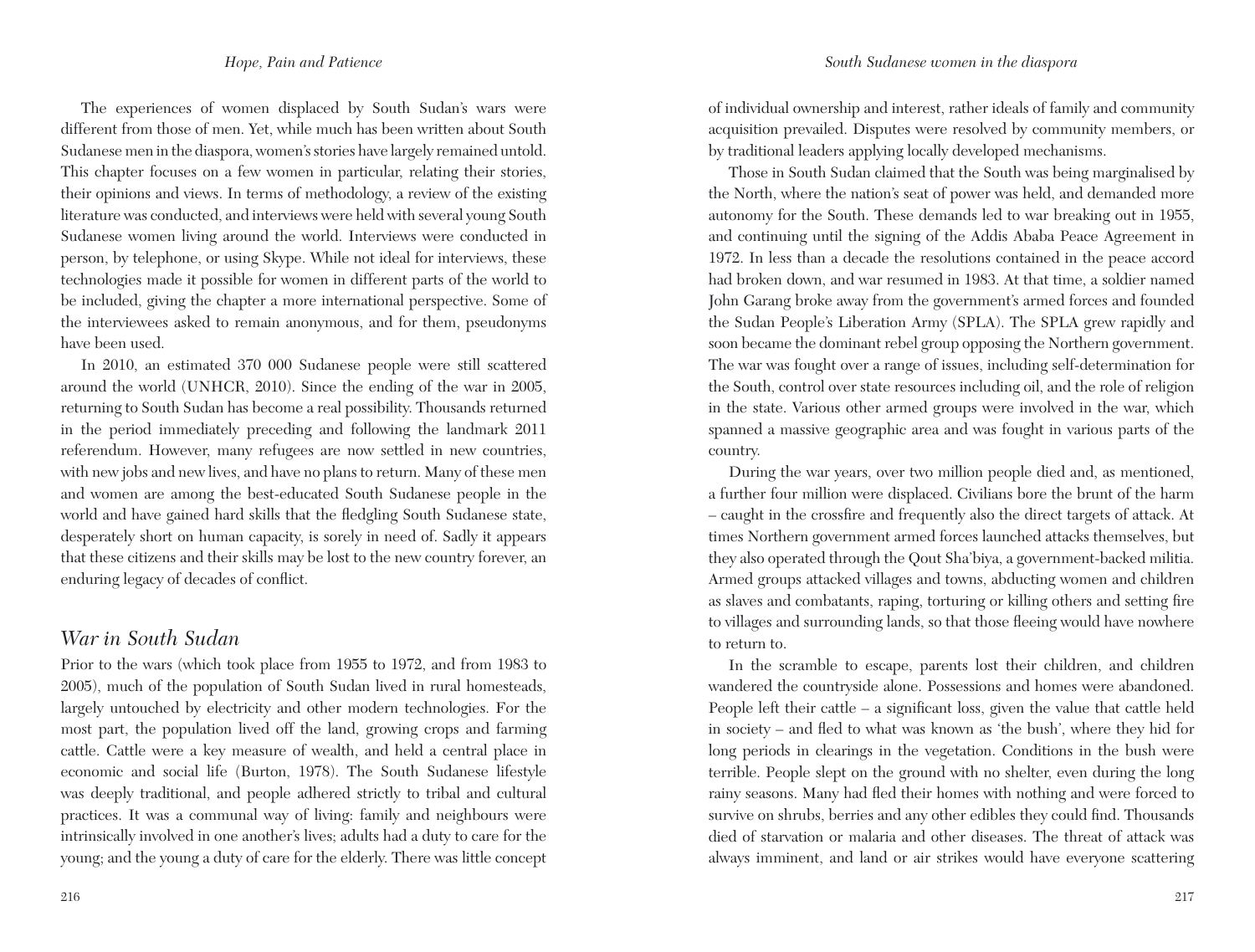The experiences of women displaced by South Sudan's wars were different from those of men. Yet, while much has been written about South Sudanese men in the diaspora, women's stories have largely remained untold. This chapter focuses on a few women in particular, relating their stories, their opinions and views. In terms of methodology, a review of the existing literature was conducted, and interviews were held with several young South Sudanese women living around the world. Interviews were conducted in person, by telephone, or using Skype. While not ideal for interviews, these technologies made it possible for women in different parts of the world to be included, giving the chapter a more international perspective. Some of the interviewees asked to remain anonymous, and for them, pseudonyms have been used.

In 2010, an estimated 370 000 Sudanese people were still scattered around the world (UNHCR, 2010). Since the ending of the war in 2005, returning to South Sudan has become a real possibility. Thousands returned in the period immediately preceding and following the landmark 2011 referendum. However, many refugees are now settled in new countries, with new jobs and new lives, and have no plans to return. Many of these men and women are among the best-educated South Sudanese people in the world and have gained hard skills that the fledgling South Sudanese state, desperately short on human capacity, is sorely in need of. Sadly it appears that these citizens and their skills may be lost to the new country forever, an enduring legacy of decades of conflict.

## War in South Sudan

Prior to the wars (which took place from 1955 to 1972, and from 1983 to 2005), much of the population of South Sudan lived in rural homesteads, largely untouched by electricity and other modern technologies. For the most part, the population lived off the land, growing crops and farming cattle. Cattle were a key measure of wealth, and held a central place in economic and social life (Burton, 1978). The South Sudanese lifestyle was deeply traditional, and people adhered strictly to tribal and cultural practices. It was a communal way of living: family and neighbours were intrinsically involved in one another's lives; adults had a duty to care for the young; and the young a duty of care for the elderly. There was little concept of individual ownership and interest, rather ideals of family and community acquisition prevailed. Disputes were resolved by community members, or by traditional leaders applying locally developed mechanisms.

Those in South Sudan claimed that the South was being marginalised by the North, where the nation's seat of power was held, and demanded more autonomy for the South. These demands led to war breaking out in 1955, and continuing until the signing of the Addis Ababa Peace Agreement in 1972. In less than a decade the resolutions contained in the peace accord had broken down, and war resumed in 1983. At that time, a soldier named John Garang broke away from the government's armed forces and founded the Sudan People's Liberation Army (SPLA). The SPLA grew rapidly and soon became the dominant rebel group opposing the Northern government. The war was fought over a range of issues, including self-determination for the South, control over state resources including oil, and the role of religion in the state. Various other armed groups were involved in the war, which spanned a massive geographic area and was fought in various parts of the country.

During the war years, over two million people died and, as mentioned, a further four million were displaced. Civilians bore the brunt of the harm – caught in the crossfire and frequently also the direct targets of attack. At times Northern government armed forces launched attacks themselves, but they also operated through the Qout Sha'biya, a government-backed militia. Armed groups attacked villages and towns, abducting women and children as slaves and combatants, raping, torturing or killing others and setting fire to villages and surrounding lands, so that those fleeing would have nowhere to return to.

In the scramble to escape, parents lost their children, and children wandered the countryside alone. Possessions and homes were abandoned. People left their cattle – a significant loss, given the value that cattle held in society – and fled to what was known as 'the bush', where they hid for long periods in clearings in the vegetation. Conditions in the bush were terrible. People slept on the ground with no shelter, even during the long rainy seasons. Many had fled their homes with nothing and were forced to survive on shrubs, berries and any other edibles they could find. Thousands died of starvation or malaria and other diseases. The threat of attack was always imminent, and land or air strikes would have everyone scattering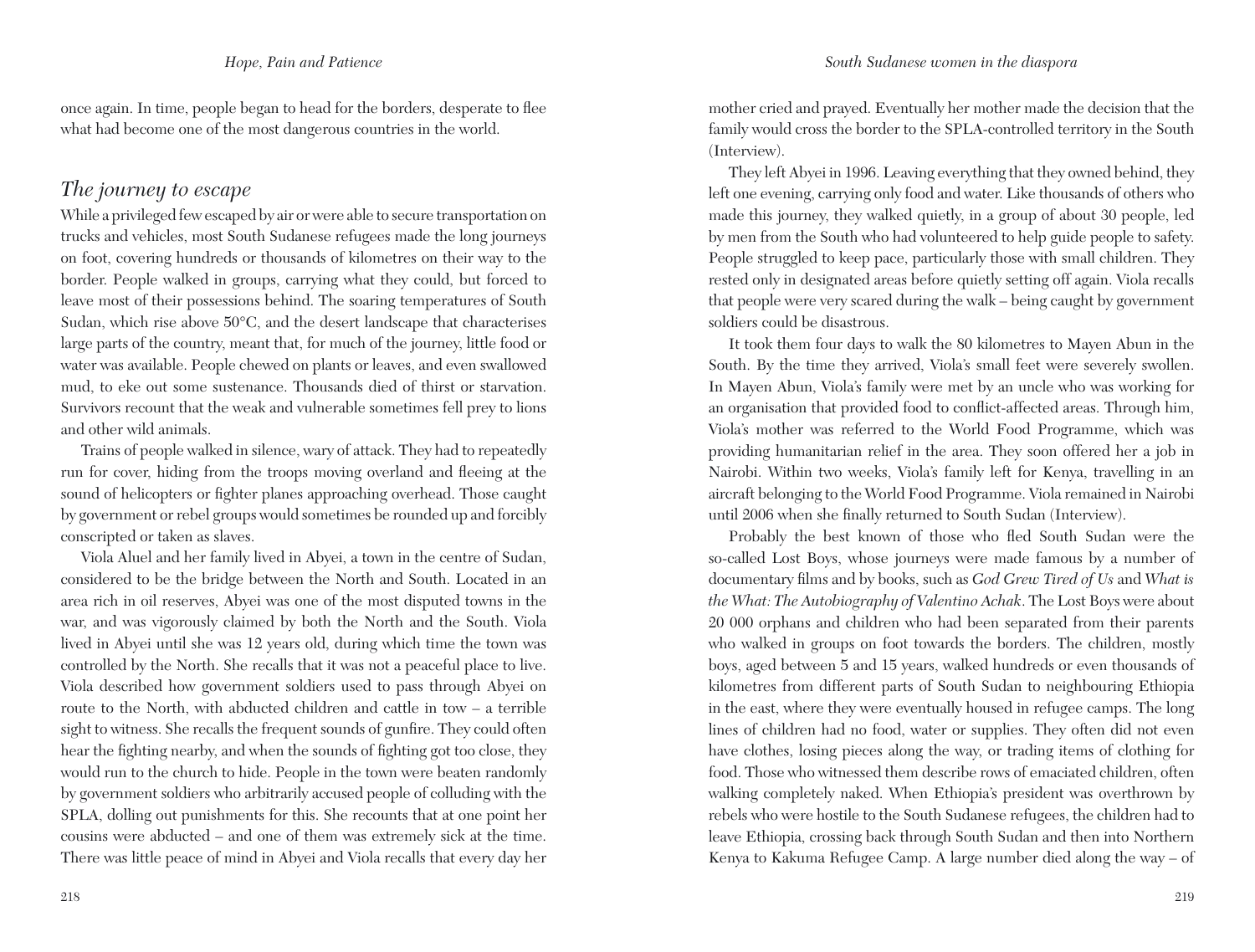once again. In time, people began to head for the borders, desperate to flee what had become one of the most dangerous countries in the world.

## *The journey to escape*

While a privileged few escaped by air or were able to secure transportation on trucks and vehicles, most South Sudanese refugees made the long journeys on foot, covering hundreds or thousands of kilometres on their way to the border. People walked in groups, carrying what they could, but forced to leave most of their possessions behind. The soaring temperatures of South Sudan, which rise above 50°C, and the desert landscape that characterises large parts of the country, meant that, for much of the journey, little food or water was available. People chewed on plants or leaves, and even swallowed mud, to eke out some sustenance. Thousands died of thirst or starvation. Survivors recount that the weak and vulnerable sometimes fell prey to lions and other wild animals.

Trains of people walked in silence, wary of attack. They had to repeatedly run for cover, hiding from the troops moving overland and fleeing at the sound of helicopters or fighter planes approaching overhead. Those caught by government or rebel groups would sometimes be rounded up and forcibly conscripted or taken as slaves.

Viola Aluel and her family lived in Abyei, a town in the centre of Sudan, considered to be the bridge between the North and South. Located in an area rich in oil reserves, Abyei was one of the most disputed towns in the war, and was vigorously claimed by both the North and the South. Viola lived in Abyei until she was 12 years old, during which time the town was controlled by the North. She recalls that it was not a peaceful place to live. Viola described how government soldiers used to pass through Abyei on route to the North, with abducted children and cattle in tow – a terrible sight to witness. She recalls the frequent sounds of gunfire. They could often hear the fighting nearby, and when the sounds of fighting got too close, they would run to the church to hide. People in the town were beaten randomly by government soldiers who arbitrarily accused people of colluding with the SPLA, dolling out punishments for this. She recounts that at one point her cousins were abducted – and one of them was extremely sick at the time. There was little peace of mind in Abyei and Viola recalls that every day her mother cried and prayed. Eventually her mother made the decision that the family would cross the border to the SPLA-controlled territory in the South (Interview).

They left Abyei in 1996. Leaving everything that they owned behind, they left one evening, carrying only food and water. Like thousands of others who made this journey, they walked quietly, in a group of about 30 people, led by men from the South who had volunteered to help guide people to safety. People struggled to keep pace, particularly those with small children. They rested only in designated areas before quietly setting off again. Viola recalls that people were very scared during the walk – being caught by government soldiers could be disastrous.

It took them four days to walk the 80 kilometres to Mayen Abun in the South. By the time they arrived, Viola's small feet were severely swollen. In Mayen Abun, Viola's family were met by an uncle who was working for an organisation that provided food to conflict-affected areas. Through him, Viola's mother was referred to the World Food Programme, which was providing humanitarian relief in the area. They soon offered her a job in Nairobi. Within two weeks, Viola's family left for Kenya, travelling in an aircraft belonging to the World Food Programme. Viola remained in Nairobi until 2006 when she finally returned to South Sudan (Interview).

Probably the best known of those who fled South Sudan were the so-called Lost Boys, whose journeys were made famous by a number of documentary films and by books, such as *God Grew Tired of Us* and *What is the What: The Autobiography of Valentino Achak*. The Lost Boys were about 20 000 orphans and children who had been separated from their parents who walked in groups on foot towards the borders. The children, mostly boys, aged between 5 and 15 years, walked hundreds or even thousands of kilometres from different parts of South Sudan to neighbouring Ethiopia in the east, where they were eventually housed in refugee camps. The long lines of children had no food, water or supplies. They often did not even have clothes, losing pieces along the way, or trading items of clothing for food. Those who witnessed them describe rows of emaciated children, often walking completely naked. When Ethiopia's president was overthrown by rebels who were hostile to the South Sudanese refugees, the children had to leave Ethiopia, crossing back through South Sudan and then into Northern Kenya to Kakuma Refugee Camp. A large number died along the way – of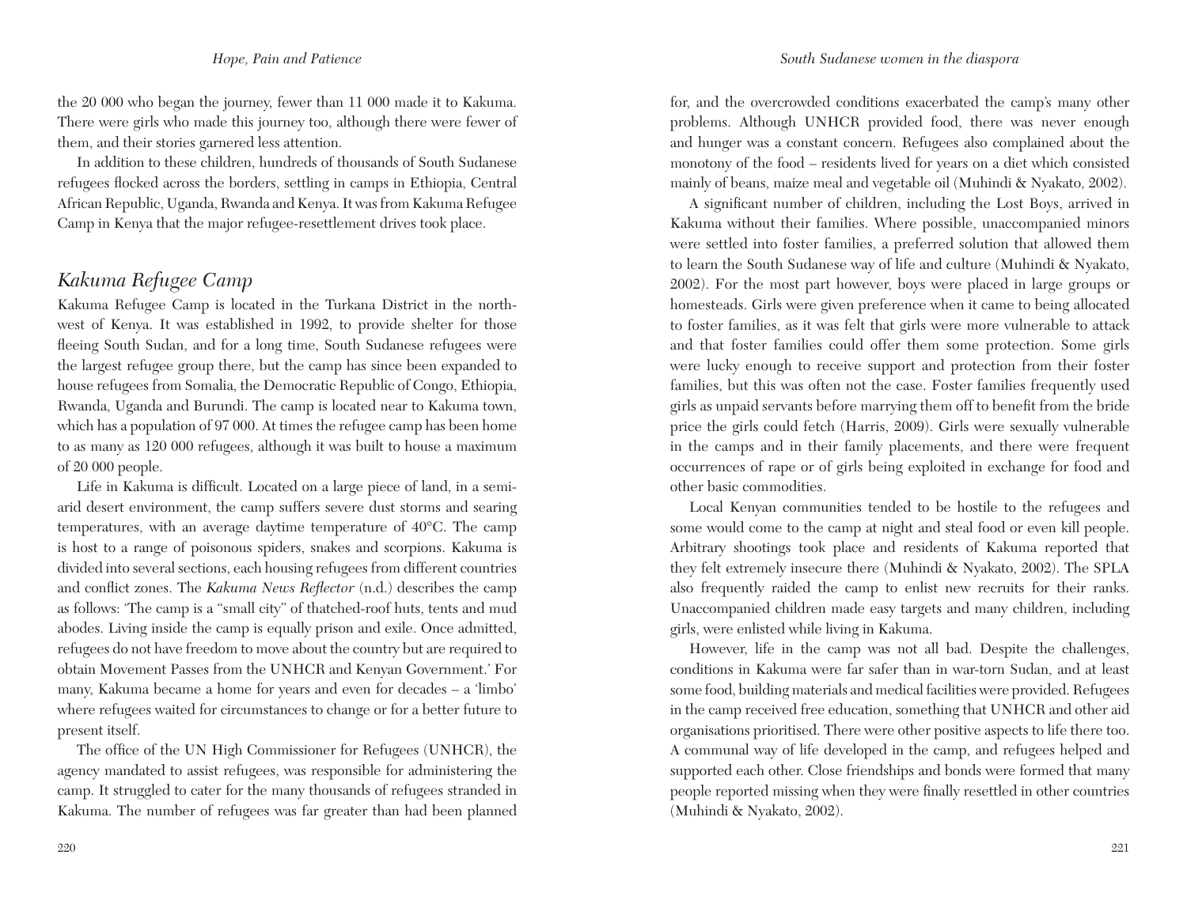the 20 000 who began the journey, fewer than 11 000 made it to Kakuma. There were girls who made this journey too, although there were fewer of them, and their stories garnered less attention.

In addition to these children, hundreds of thousands of South Sudanese refugees flocked across the borders, settling in camps in Ethiopia, Central African Republic, Uganda, Rwanda and Kenya. It was from Kakuma Refugee Camp in Kenya that the major refugee-resettlement drives took place.

## *Kakuma Refugee Camp*

Kakuma Refugee Camp is located in the Turkana District in the north-west of Kenya. It was established in 1992, to provide shelter for those fleeing South Sudan, and for a long time, South Sudanese refugees were the largest refugee group there, but the camp has since been expanded to house refugees from Somalia, the Democratic Republic of Congo, Ethiopia, Rwanda, Uganda and Burundi. The camp is located near to Kakuma town, which has a population of 97 000. At times the refugee camp has been home to as many as 120 000 refugees, although it was built to house a maximum of 20 000 people.

Life in Kakuma is difficult. Located on a large piece of land, in a semi-arid desert environment, the camp suffers severe dust storms and searing temperatures, with an average daytime temperature of 40°C. The camp is host to a range of poisonous spiders, snakes and scorpions. Kakuma is divided into several sections, each housing refugees from different countries and conflict zones. The *Kakuma News Reflector* (n.d.) describes the camp as follows: 'The camp is a "small city" of thatched-roof huts, tents and mud abodes. Living inside the camp is equally prison and exile. Once admitted, refugees do not have freedom to move about the country but are required to obtain Movement Passes from the UNHCR and Kenyan Government.' For many, Kakuma became a home for years and even for decades – a 'limbo' where refugees waited for circumstances to change or for a better future to present itself.

The office of the UN High Commissioner for Refugees (UNHCR), the agency mandated to assist refugees, was responsible for administering the camp. It struggled to cater for the many thousands of refugees stranded in Kakuma. The number of refugees was far greater than had been planned for, and the overcrowded conditions exacerbated the camp's many other problems. Although UNHCR provided food, there was never enough and hunger was a constant concern. Refugees also complained about the monotony of the food – residents lived for years on a diet which consisted mainly of beans, maize meal and vegetable oil (Muhindi & Nyakato, 2002).

A significant number of children, including the Lost Boys, arrived in Kakuma without their families. Where possible, unaccompanied minors were settled into foster families, a preferred solution that allowed them to learn the South Sudanese way of life and culture (Muhindi & Nyakato, 2002). For the most part however, boys were placed in large groups or homesteads. Girls were given preference when it came to being allocated to foster families, as it was felt that girls were more vulnerable to attack and that foster families could offer them some protection. Some girls were lucky enough to receive support and protection from their foster families, but this was often not the case. Foster families frequently used girls as unpaid servants before marrying them off to benefit from the bride price the girls could fetch (Harris, 2009). Girls were sexually vulnerable in the camps and in their family placements, and there were frequent occurrences of rape or of girls being exploited in exchange for food and other basic commodities.

Local Kenyan communities tended to be hostile to the refugees and some would come to the camp at night and steal food or even kill people. Arbitrary shootings took place and residents of Kakuma reported that they felt extremely insecure there (Muhindi & Nyakato, 2002). The SPLA also frequently raided the camp to enlist new recruits for their ranks. Unaccompanied children made easy targets and many children, including girls, were enlisted while living in Kakuma.

However, life in the camp was not all bad. Despite the challenges, conditions in Kakuma were far safer than in war-torn Sudan, and at least some food, building materials and medical facilities were provided. Refugees in the camp received free education, something that UNHCR and other aid organisations prioritised. There were other positive aspects to life there too. A communal way of life developed in the camp, and refugees helped and supported each other. Close friendships and bonds were formed that many people reported missing when they were finally resettled in other countries (Muhindi & Nyakato, 2002).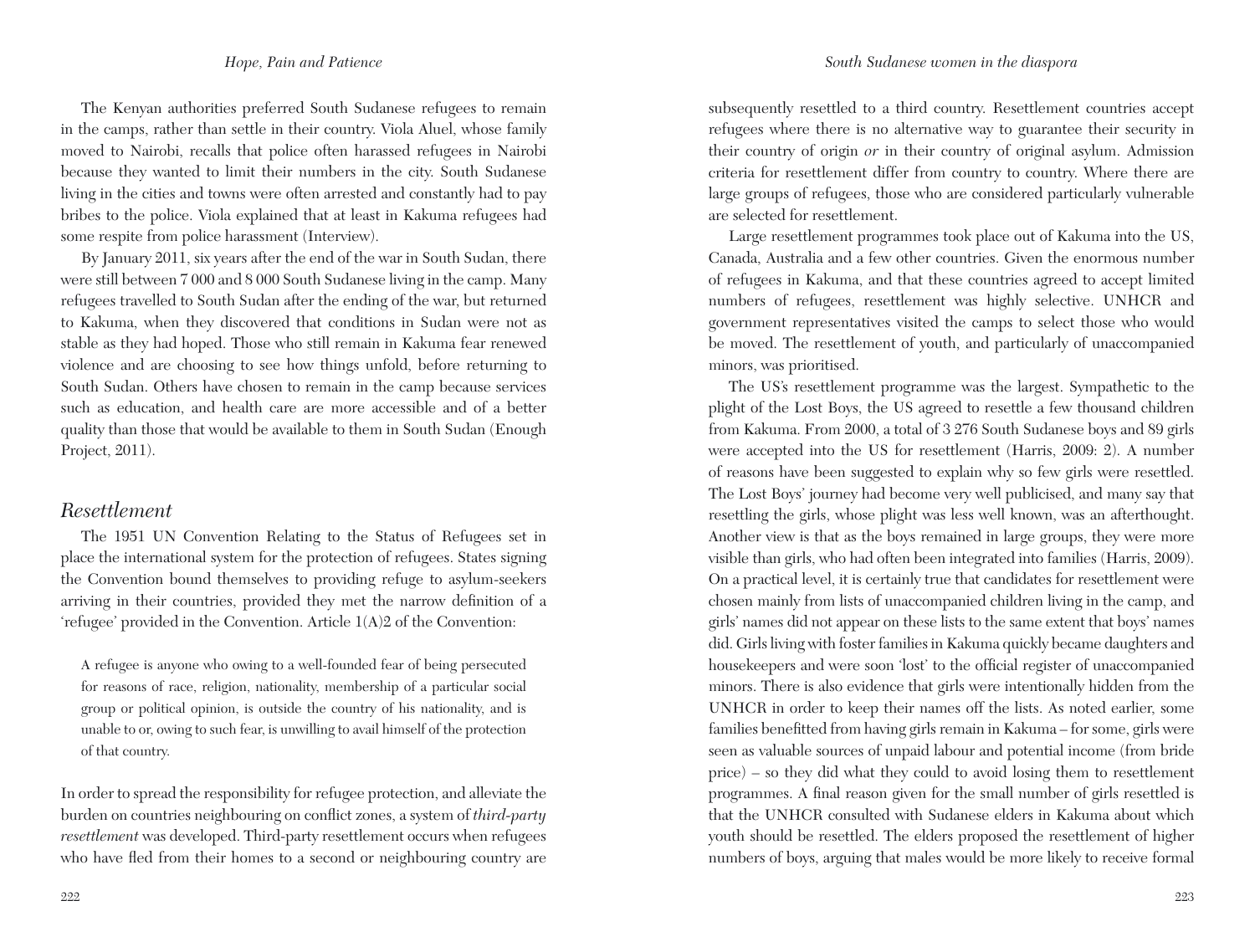The Kenyan authorities preferred South Sudanese refugees to remain in the camps, rather than settle in their country. Viola Aluel, whose family moved to Nairobi, recalls that police often harassed refugees in Nairobi because they wanted to limit their numbers in the city. South Sudanese living in the cities and towns were often arrested and constantly had to pay bribes to the police. Viola explained that at least in Kakuma refugees had some respite from police harassment (Interview).

By January 2011, six years after the end of the war in South Sudan, there were still between 7 000 and 8 000 South Sudanese living in the camp. Many refugees travelled to South Sudan after the ending of the war, but returned to Kakuma, when they discovered that conditions in Sudan were not as stable as they had hoped. Those who still remain in Kakuma fear renewed violence and are choosing to see how things unfold, before returning to South Sudan. Others have chosen to remain in the camp because services such as education, and health care are more accessible and of a better quality than those that would be available to them in South Sudan (Enough Project, 2011).

## *Resettlement*

The 1951 UN Convention Relating to the Status of Refugees set in place the international system for the protection of refugees. States signing the Convention bound themselves to providing refuge to asylum-seekers arriving in their countries, provided they met the narrow definition of a 'refugee' provided in the Convention. Article 1(A)2 of the Convention:

> A refugee is anyone who owing to a well-founded fear of being persecuted for reasons of race, religion, nationality, membership of a particular social group or political opinion, is outside the country of his nationality, and is unable to or, owing to such fear, is unwilling to avail himself of the protection of that country.

In order to spread the responsibility for refugee protection, and alleviate the burden on countries neighbouring on conflict zones, a system of *third-party resettlement* was developed. Third-party resettlement occurs when refugees who have fled from their homes to a second or neighbouring country are subsequently resettled to a third country. Resettlement countries accept refugees where there is no alternative way to guarantee their security in their country of origin *or* in their country of original asylum. Admission criteria for resettlement differ from country to country. Where there are large groups of refugees, those who are considered particularly vulnerable are selected for resettlement.

Large resettlement programmes took place out of Kakuma into the US, Canada, Australia and a few other countries. Given the enormous number of refugees in Kakuma, and that these countries agreed to accept limited numbers of refugees, resettlement was highly selective. UNHCR and government representatives visited the camps to select those who would be moved. The resettlement of youth, and particularly of unaccompanied minors, was prioritised.

The US's resettlement programme was the largest. Sympathetic to the plight of the Lost Boys, the US agreed to resettle a few thousand children from Kakuma. From 2000, a total of 3 276 South Sudanese boys and 89 girls were accepted into the US for resettlement (Harris, 2009: 2). A number of reasons have been suggested to explain why so few girls were resettled. The Lost Boys' journey had become very well publicised, and many say that resettling the girls, whose plight was less well known, was an afterthought. Another view is that as the boys remained in large groups, they were more visible than girls, who had often been integrated into families (Harris, 2009). On a practical level, it is certainly true that candidates for resettlement were chosen mainly from lists of unaccompanied children living in the camp, and girls' names did not appear on these lists to the same extent that boys' names did. Girls living with foster families in Kakuma quickly became daughters and housekeepers and were soon 'lost' to the official register of unaccompanied minors. There is also evidence that girls were intentionally hidden from the UNHCR in order to keep their names off the lists. As noted earlier, some families benefitted from having girls remain in Kakuma – for some, girls were seen as valuable sources of unpaid labour and potential income (from bride price) – so they did what they could to avoid losing them to resettlement programmes. A final reason given for the small number of girls resettled is that the UNHCR consulted with Sudanese elders in Kakuma about which youth should be resettled. The elders proposed the resettlement of higher numbers of boys, arguing that males would be more likely to receive formal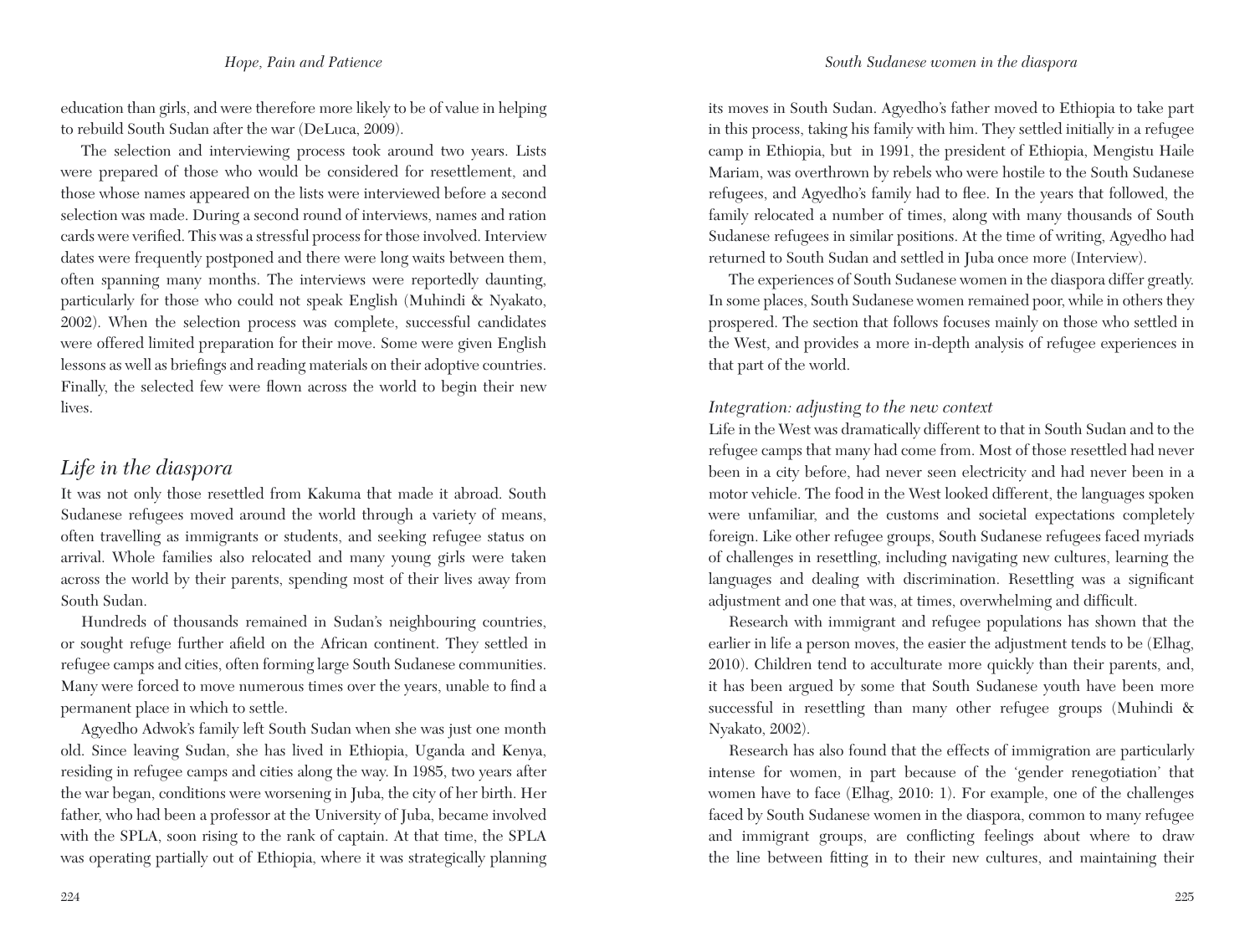education than girls, and were therefore more likely to be of value in helping to rebuild South Sudan after the war (DeLuca, 2009).

The selection and interviewing process took around two years. Lists were prepared of those who would be considered for resettlement, and those whose names appeared on the lists were interviewed before a second selection was made. During a second round of interviews, names and ration cards were verified. This was a stressful process for those involved. Interview dates were frequently postponed and there were long waits between them, often spanning many months. The interviews were reportedly daunting, particularly for those who could not speak English (Muhindi & Nyakato, 2002). When the selection process was complete, successful candidates were offered limited preparation for their move. Some were given English lessons as well as briefings and reading materials on their adoptive countries. Finally, the selected few were flown across the world to begin their new lives.

## *Life in the diaspora*

It was not only those resettled from Kakuma that made it abroad. South Sudanese refugees moved around the world through a variety of means, often travelling as immigrants or students, and seeking refugee status on arrival. Whole families also relocated and many young girls were taken across the world by their parents, spending most of their lives away from South Sudan.

Hundreds of thousands remained in Sudan's neighbouring countries, or sought refuge further afield on the African continent. They settled in refugee camps and cities, often forming large South Sudanese communities. Many were forced to move numerous times over the years, unable to find a permanent place in which to settle.

Agyedho Adwok's family left South Sudan when she was just one month old. Since leaving Sudan, she has lived in Ethiopia, Uganda and Kenya, residing in refugee camps and cities along the way. In 1985, two years after the war began, conditions were worsening in Juba, the city of her birth. Her father, who had been a professor at the University of Juba, became involved with the SPLA, soon rising to the rank of captain. At that time, the SPLA was operating partially out of Ethiopia, where it was strategically planning its moves in South Sudan. Agyedho's father moved to Ethiopia to take part in this process, taking his family with him. They settled initially in a refugee camp in Ethiopia, but in 1991, the president of Ethiopia, Mengistu Haile Mariam, was overthrown by rebels who were hostile to the South Sudanese refugees, and Agyedho's family had to flee. In the years that followed, the family relocated a number of times, along with many thousands of South Sudanese refugees in similar positions. At the time of writing, Agyedho had returned to South Sudan and settled in Juba once more (Interview).

The experiences of South Sudanese women in the diaspora differ greatly. In some places, South Sudanese women remained poor, while in others they prospered. The section that follows focuses mainly on those who settled in the West, and provides a more in-depth analysis of refugee experiences in that part of the world.

### *Integration: adjusting to the new context*

Life in the West was dramatically different to that in South Sudan and to the refugee camps that many had come from. Most of those resettled had never been in a city before, had never seen electricity and had never been in a motor vehicle. The food in the West looked different, the languages spoken were unfamiliar, and the customs and societal expectations completely foreign. Like other refugee groups, South Sudanese refugees faced myriads of challenges in resettling, including navigating new cultures, learning the languages and dealing with discrimination. Resettling was a significant adjustment and one that was, at times, overwhelming and difficult.

Research with immigrant and refugee populations has shown that the earlier in life a person moves, the easier the adjustment tends to be (Elhag, 2010). Children tend to acculturate more quickly than their parents, and, it has been argued by some that South Sudanese youth have been more successful in resettling than many other refugee groups (Muhindi & Nyakato, 2002).

Research has also found that the effects of immigration are particularly intense for women, in part because of the 'gender renegotiation' that women have to face (Elhag, 2010: 1). For example, one of the challenges faced by South Sudanese women in the diaspora, common to many refugee and immigrant groups, are conflicting feelings about where to draw the line between fitting in to their new cultures, and maintaining their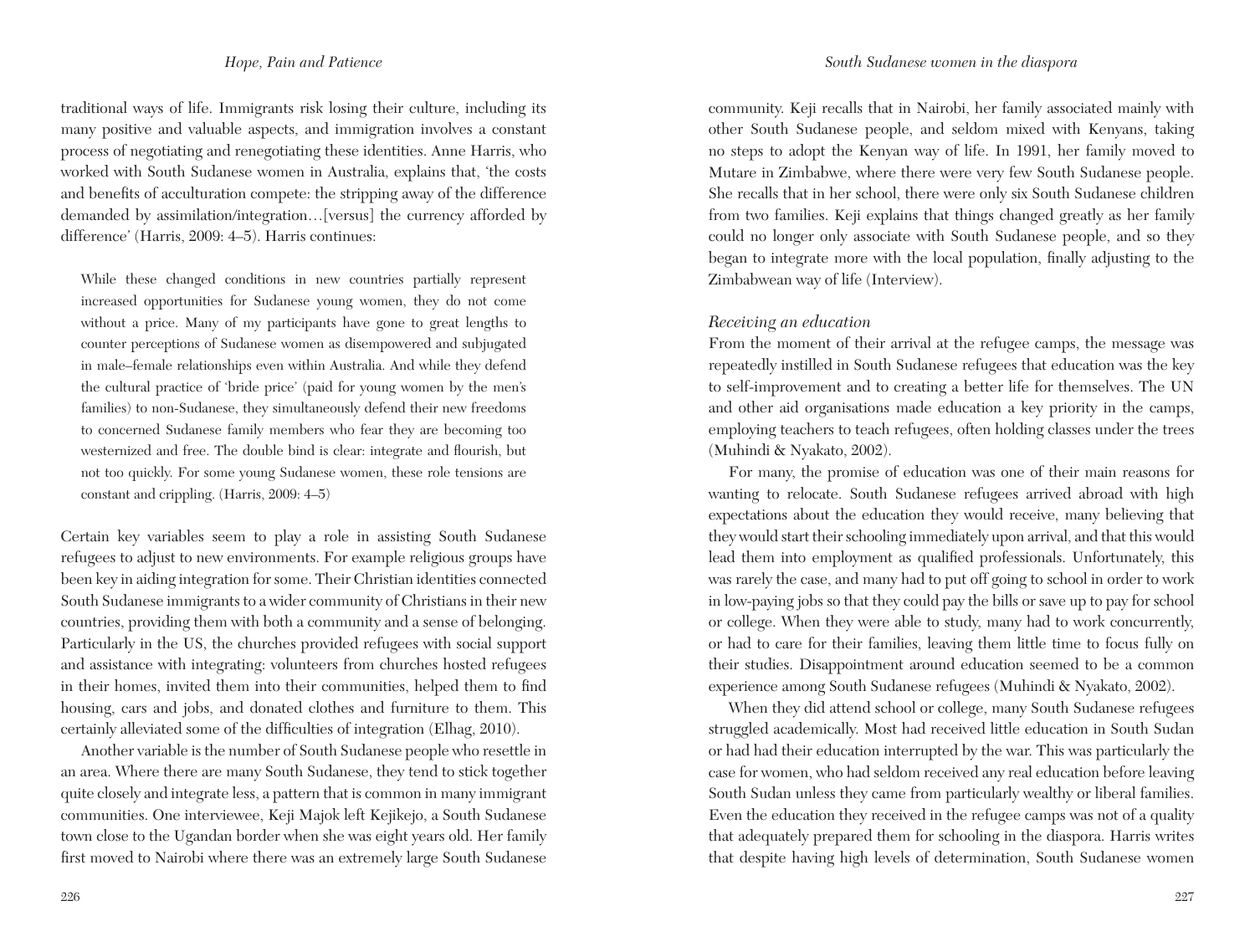traditional ways of life. Immigrants risk losing their culture, including its many positive and valuable aspects, and immigration involves a constant process of negotiating and renegotiating these identities. Anne Harris, who worked with South Sudanese women in Australia, explains that, 'the costs and benefits of acculturation compete: the stripping away of the difference demanded by assimilation/integration…[versus] the currency afforded by difference' (Harris, 2009: 4–5). Harris continues:

> While these changed conditions in new countries partially represent increased opportunities for Sudanese young women, they do not come without a price. Many of my participants have gone to great lengths to counter perceptions of Sudanese women as disempowered and subjugated in male–female relationships even within Australia. And while they defend the cultural practice of 'bride price' (paid for young women by the men's families) to non-Sudanese, they simultaneously defend their new freedoms to concerned Sudanese family members who fear they are becoming too westernized and free. The double bind is clear: integrate and flourish, but not too quickly. For some young Sudanese women, these role tensions are constant and crippling. (Harris, 2009: 4–5)

Certain key variables seem to play a role in assisting South Sudanese refugees to adjust to new environments. For example religious groups have been key in aiding integration for some. Their Christian identities connected South Sudanese immigrants to a wider community of Christians in their new countries, providing them with both a community and a sense of belonging. Particularly in the US, the churches provided refugees with social support and assistance with integrating: volunteers from churches hosted refugees in their homes, invited them into their communities, helped them to find housing, cars and jobs, and donated clothes and furniture to them. This certainly alleviated some of the difficulties of integration (Elhag, 2010).

Another variable is the number of South Sudanese people who resettle in an area. Where there are many South Sudanese, they tend to stick together quite closely and integrate less, a pattern that is common in many immigrant communities. One interviewee, Keji Majok left Kejikejo, a South Sudanese town close to the Ugandan border when she was eight years old. Her family first moved to Nairobi where there was an extremely large South Sudanese community. Keji recalls that in Nairobi, her family associated mainly with other South Sudanese people, and seldom mixed with Kenyans, taking no steps to adopt the Kenyan way of life. In 1991, her family moved to Mutare in Zimbabwe, where there were very few South Sudanese people. She recalls that in her school, there were only six South Sudanese children from two families. Keji explains that things changed greatly as her family could no longer only associate with South Sudanese people, and so they began to integrate more with the local population, finally adjusting to the Zimbabwean way of life (Interview).

### *Receiving an education*

From the moment of their arrival at the refugee camps, the message was repeatedly instilled in South Sudanese refugees that education was the key to self-improvement and to creating a better life for themselves. The UN and other aid organisations made education a key priority in the camps, employing teachers to teach refugees, often holding classes under the trees (Muhindi & Nyakato, 2002).

For many, the promise of education was one of their main reasons for wanting to relocate. South Sudanese refugees arrived abroad with high expectations about the education they would receive, many believing that they would start their schooling immediately upon arrival, and that this would lead them into employment as qualified professionals. Unfortunately, this was rarely the case, and many had to put off going to school in order to work in low-paying jobs so that they could pay the bills or save up to pay for school or college. When they were able to study, many had to work concurrently, or had to care for their families, leaving them little time to focus fully on their studies. Disappointment around education seemed to be a common experience among South Sudanese refugees (Muhindi & Nyakato, 2002).

When they did attend school or college, many South Sudanese refugees struggled academically. Most had received little education in South Sudan or had had their education interrupted by the war. This was particularly the case for women, who had seldom received any real education before leaving South Sudan unless they came from particularly wealthy or liberal families. Even the education they received in the refugee camps was not of a quality that adequately prepared them for schooling in the diaspora. Harris writes that despite having high levels of determination, South Sudanese women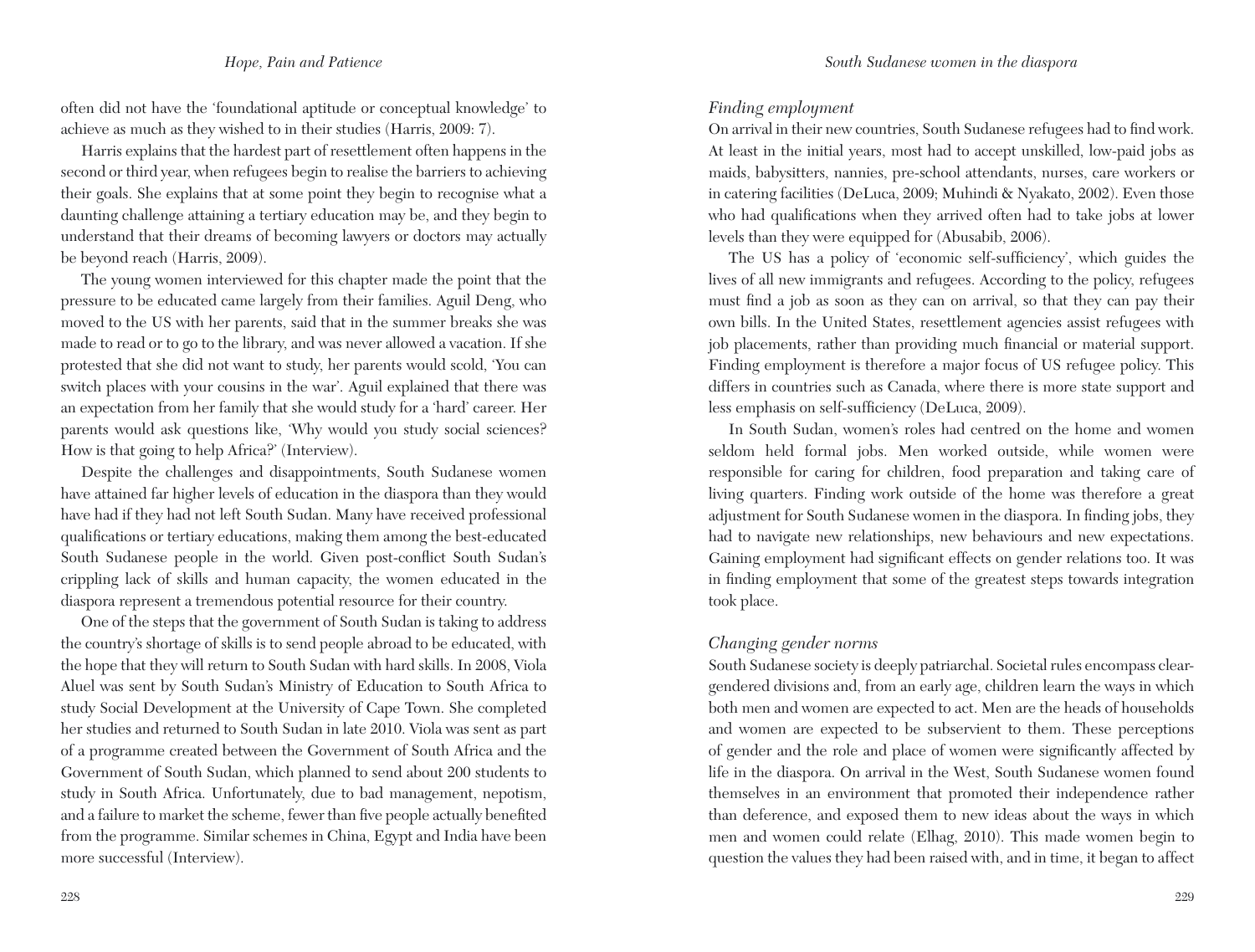often did not have the 'foundational aptitude or conceptual knowledge' to achieve as much as they wished to in their studies (Harris, 2009: 7).

Harris explains that the hardest part of resettlement often happens in the second or third year, when refugees begin to realise the barriers to achieving their goals. She explains that at some point they begin to recognise what a daunting challenge attaining a tertiary education may be, and they begin to understand that their dreams of becoming lawyers or doctors may actually be beyond reach (Harris, 2009).

The young women interviewed for this chapter made the point that the pressure to be educated came largely from their families. Aguil Deng, who moved to the US with her parents, said that in the summer breaks she was made to read or to go to the library, and was never allowed a vacation. If she protested that she did not want to study, her parents would scold, 'You can switch places with your cousins in the war'. Aguil explained that there was an expectation from her family that she would study for a 'hard' career. Her parents would ask questions like, 'Why would you study social sciences? How is that going to help Africa?' (Interview).

Despite the challenges and disappointments, South Sudanese women have attained far higher levels of education in the diaspora than they would have had if they had not left South Sudan. Many have received professional qualifications or tertiary educations, making them among the best-educated South Sudanese people in the world. Given post-conflict South Sudan's crippling lack of skills and human capacity, the women educated in the diaspora represent a tremendous potential resource for their country.

One of the steps that the government of South Sudan is taking to address the country's shortage of skills is to send people abroad to be educated, with the hope that they will return to South Sudan with hard skills. In 2008, Viola Aluel was sent by South Sudan's Ministry of Education to South Africa to study Social Development at the University of Cape Town. She completed her studies and returned to South Sudan in late 2010. Viola was sent as part of a programme created between the Government of South Africa and the Government of South Sudan, which planned to send about 200 students to study in South Africa. Unfortunately, due to bad management, nepotism, and a failure to market the scheme, fewer than five people actually benefited from the programme. Similar schemes in China, Egypt and India have been more successful (Interview).

### *Finding employment*

On arrival in their new countries, South Sudanese refugees had to find work. At least in the initial years, most had to accept unskilled, low-paid jobs as maids, babysitters, nannies, pre-school attendants, nurses, care workers or in catering facilities (DeLuca, 2009; Muhindi & Nyakato, 2002). Even those who had qualifications when they arrived often had to take jobs at lower levels than they were equipped for (Abusabib, 2006).

The US has a policy of 'economic self-sufficiency', which guides the lives of all new immigrants and refugees. According to the policy, refugees must find a job as soon as they can on arrival, so that they can pay their own bills. In the United States, resettlement agencies assist refugees with job placements, rather than providing much financial or material support. Finding employment is therefore a major focus of US refugee policy. This differs in countries such as Canada, where there is more state support and less emphasis on self-sufficiency (DeLuca, 2009).

In South Sudan, women's roles had centred on the home and women seldom held formal jobs. Men worked outside, while women were responsible for caring for children, food preparation and taking care of living quarters. Finding work outside of the home was therefore a great adjustment for South Sudanese women in the diaspora. In finding jobs, they had to navigate new relationships, new behaviours and new expectations. Gaining employment had significant effects on gender relations too. It was in finding employment that some of the greatest steps towards integration took place.

### *Changing gender norms*

South Sudanese society is deeply patriarchal. Societal rules encompass clear-gendered divisions and, from an early age, children learn the ways in which both men and women are expected to act. Men are the heads of households and women are expected to be subservient to them. These perceptions of gender and the role and place of women were significantly affected by life in the diaspora. On arrival in the West, South Sudanese women found themselves in an environment that promoted their independence rather than deference, and exposed them to new ideas about the ways in which men and women could relate (Elhag, 2010). This made women begin to question the values they had been raised with, and in time, it began to affect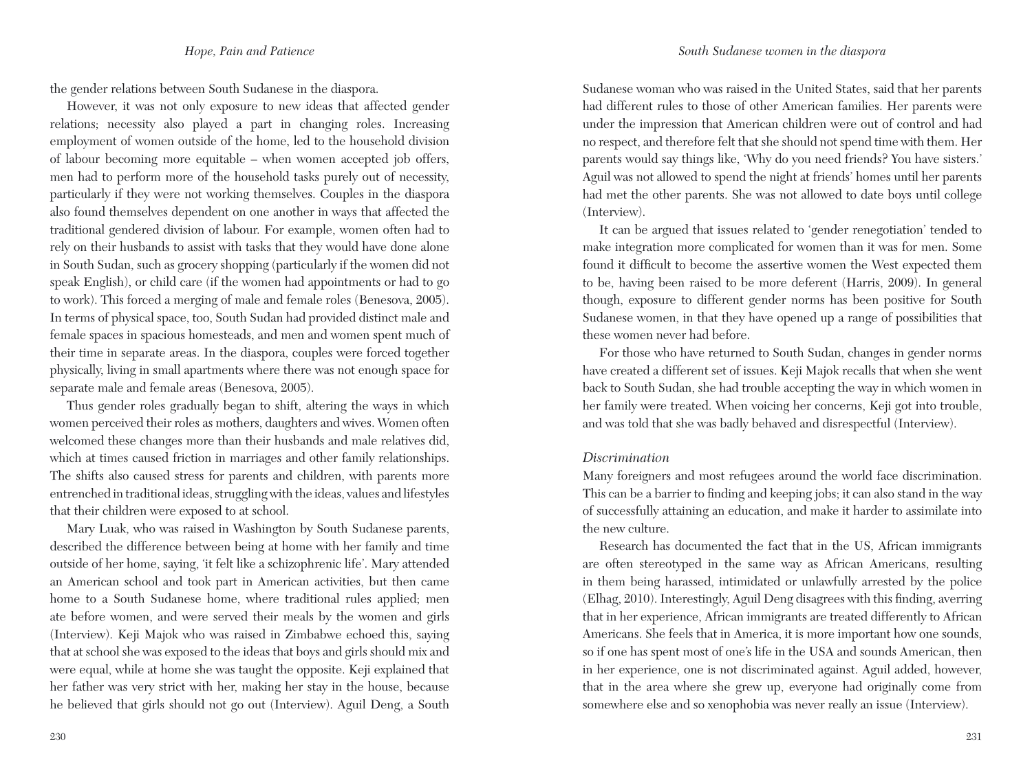the gender relations between South Sudanese in the diaspora.

However, it was not only exposure to new ideas that affected gender relations; necessity also played a part in changing roles. Increasing employment of women outside of the home, led to the household division of labour becoming more equitable – when women accepted job offers, men had to perform more of the household tasks purely out of necessity, particularly if they were not working themselves. Couples in the diaspora also found themselves dependent on one another in ways that affected the traditional gendered division of labour. For example, women often had to rely on their husbands to assist with tasks that they would have done alone in South Sudan, such as grocery shopping (particularly if the women did not speak English), or child care (if the women had appointments or had to go to work). This forced a merging of male and female roles (Benesova, 2005). In terms of physical space, too, South Sudan had provided distinct male and female spaces in spacious homesteads, and men and women spent much of their time in separate areas. In the diaspora, couples were forced together physically, living in small apartments where there was not enough space for separate male and female areas (Benesova, 2005).

Thus gender roles gradually began to shift, altering the ways in which women perceived their roles as mothers, daughters and wives. Women often welcomed these changes more than their husbands and male relatives did, which at times caused friction in marriages and other family relationships. The shifts also caused stress for parents and children, with parents more entrenched in traditional ideas, struggling with the ideas, values and lifestyles that their children were exposed to at school.

Mary Luak, who was raised in Washington by South Sudanese parents, described the difference between being at home with her family and time outside of her home, saying, 'it felt like a schizophrenic life'. Mary attended an American school and took part in American activities, but then came home to a South Sudanese home, where traditional rules applied; men ate before women, and were served their meals by the women and girls (Interview). Keji Majok who was raised in Zimbabwe echoed this, saying that at school she was exposed to the ideas that boys and girls should mix and were equal, while at home she was taught the opposite. Keji explained that her father was very strict with her, making her stay in the house, because he believed that girls should not go out (Interview). Aguil Deng, a South Sudanese woman who was raised in the United States, said that her parents had different rules to those of other American families. Her parents were under the impression that American children were out of control and had no respect, and therefore felt that she should not spend time with them. Her parents would say things like, 'Why do you need friends? You have sisters.' Aguil was not allowed to spend the night at friends' homes until her parents had met the other parents. She was not allowed to date boys until college (Interview).

It can be argued that issues related to 'gender renegotiation' tended to make integration more complicated for women than it was for men. Some found it difficult to become the assertive women the West expected them to be, having been raised to be more deferent (Harris, 2009). In general though, exposure to different gender norms has been positive for South Sudanese women, in that they have opened up a range of possibilities that these women never had before.

For those who have returned to South Sudan, changes in gender norms have created a different set of issues. Keji Majok recalls that when she went back to South Sudan, she had trouble accepting the way in which women in her family were treated. When voicing her concerns, Keji got into trouble, and was told that she was badly behaved and disrespectful (Interview).

### *Discrimination*

Many foreigners and most refugees around the world face discrimination. This can be a barrier to finding and keeping jobs; it can also stand in the way of successfully attaining an education, and make it harder to assimilate into the new culture.

Research has documented the fact that in the US, African immigrants are often stereotyped in the same way as African Americans, resulting in them being harassed, intimidated or unlawfully arrested by the police (Elhag, 2010). Interestingly, Aguil Deng disagrees with this finding, averring that in her experience, African immigrants are treated differently to African Americans. She feels that in America, it is more important how one sounds, so if one has spent most of one's life in the USA and sounds American, then in her experience, one is not discriminated against. Aguil added, however, that in the area where she grew up, everyone had originally come from somewhere else and so xenophobia was never really an issue (Interview).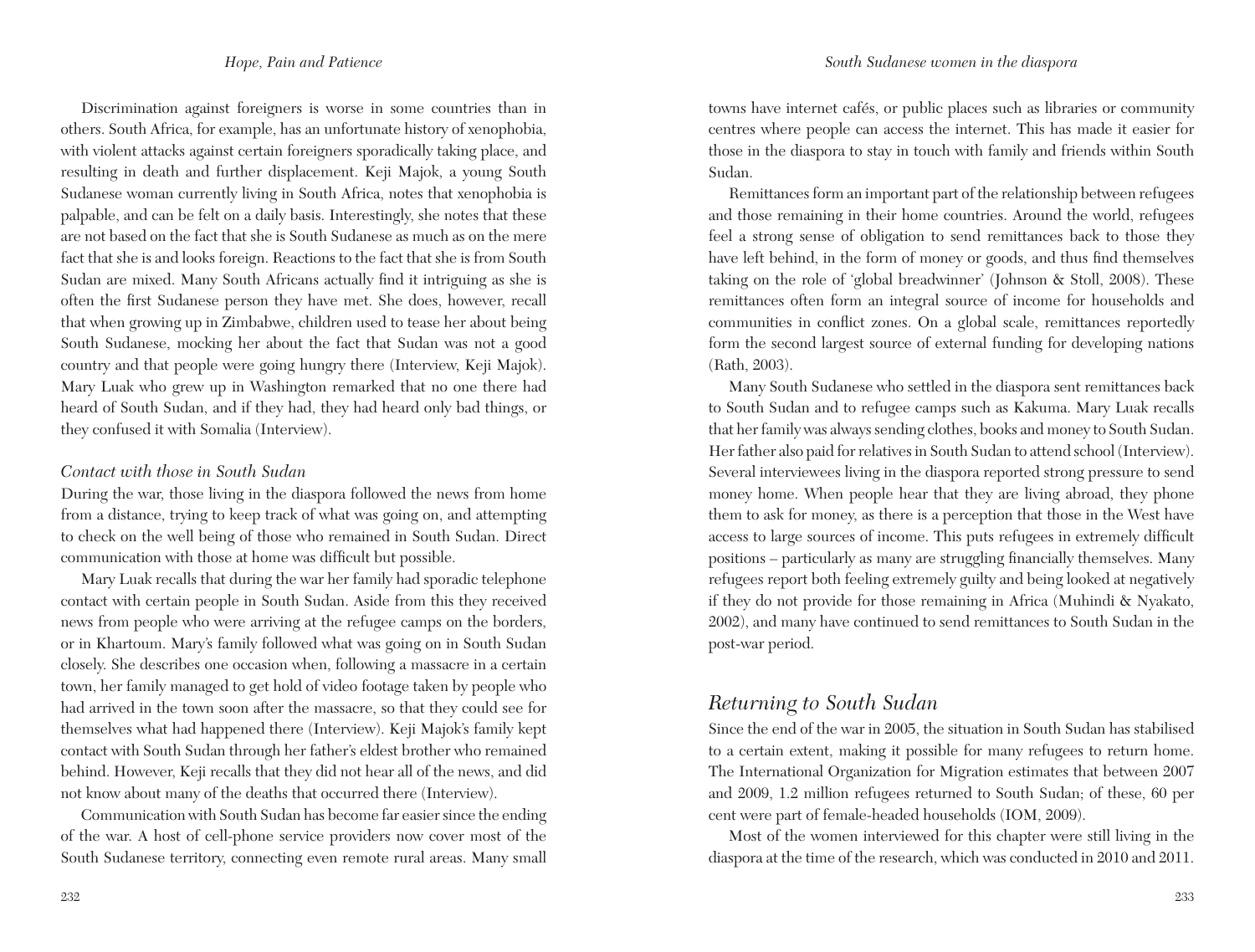Discrimination against foreigners is worse in some countries than in others. South Africa, for example, has an unfortunate history of xenophobia, with violent attacks against certain foreigners sporadically taking place, and resulting in death and further displacement. Keji Majok, a young South Sudanese woman currently living in South Africa, notes that xenophobia is palpable, and can be felt on a daily basis. Interestingly, she notes that these are not based on the fact that she is South Sudanese as much as on the mere fact that she is and looks foreign. Reactions to the fact that she is from South Sudan are mixed. Many South Africans actually find it intriguing as she is often the first Sudanese person they have met. She does, however, recall that when growing up in Zimbabwe, children used to tease her about being South Sudanese, mocking her about the fact that Sudan was not a good country and that people were going hungry there (Interview, Keji Majok). Mary Luak who grew up in Washington remarked that no one there had heard of South Sudan, and if they had, they had heard only bad things, or they confused it with Somalia (Interview).

### *Contact with those in South Sudan*

During the war, those living in the diaspora followed the news from home from a distance, trying to keep track of what was going on, and attempting to check on the well being of those who remained in South Sudan. Direct communication with those at home was difficult but possible.

Mary Luak recalls that during the war her family had sporadic telephone contact with certain people in South Sudan. Aside from this they received news from people who were arriving at the refugee camps on the borders, or in Khartoum. Mary's family followed what was going on in South Sudan closely. She describes one occasion when, following a massacre in a certain town, her family managed to get hold of video footage taken by people who had arrived in the town soon after the massacre, so that they could see for themselves what had happened there (Interview). Keji Majok's family kept contact with South Sudan through her father's eldest brother who remained behind. However, Keji recalls that they did not hear all of the news, and did not know about many of the deaths that occurred there (Interview).

Communication with South Sudan has become far easier since the ending of the war. A host of cell-phone service providers now cover most of the South Sudanese territory, connecting even remote rural areas. Many small towns have internet cafés, or public places such as libraries or community centres where people can access the internet. This has made it easier for those in the diaspora to stay in touch with family and friends within South Sudan.

Remittances form an important part of the relationship between refugees and those remaining in their home countries. Around the world, refugees feel a strong sense of obligation to send remittances back to those they have left behind, in the form of money or goods, and thus find themselves taking on the role of 'global breadwinner' (Johnson & Stoll, 2008). These remittances often form an integral source of income for households and communities in conflict zones. On a global scale, remittances reportedly form the second largest source of external funding for developing nations (Rath, 2003).

Many South Sudanese who settled in the diaspora sent remittances back to South Sudan and to refugee camps such as Kakuma. Mary Luak recalls that her family was always sending clothes, books and money to South Sudan. Her father also paid for relatives in South Sudan to attend school (Interview). Several interviewees living in the diaspora reported strong pressure to send money home. When people hear that they are living abroad, they phone them to ask for money, as there is a perception that those in the West have access to large sources of income. This puts refugees in extremely difficult positions – particularly as many are struggling financially themselves. Many refugees report both feeling extremely guilty and being looked at negatively if they do not provide for those remaining in Africa (Muhindi & Nyakato, 2002), and many have continued to send remittances to South Sudan in the post-war period.

## *Returning to South Sudan*

Since the end of the war in 2005, the situation in South Sudan has stabilised to a certain extent, making it possible for many refugees to return home. The International Organization for Migration estimates that between 2007 and 2009, 1.2 million refugees returned to South Sudan; of these, 60 per cent were part of female-headed households (IOM, 2009).

Most of the women interviewed for this chapter were still living in the diaspora at the time of the research, which was conducted in 2010 and 2011.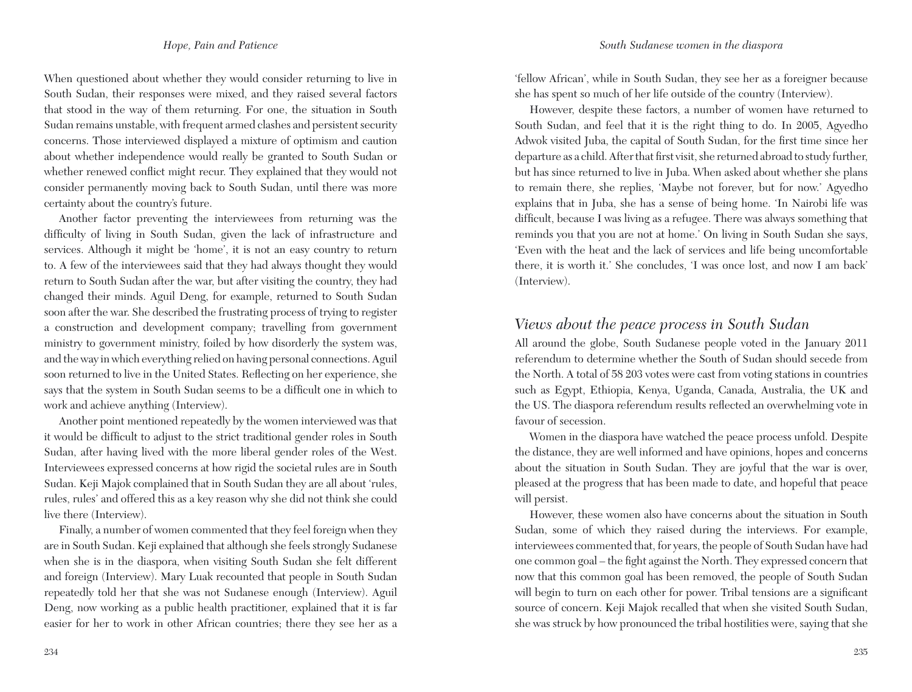When questioned about whether they would consider returning to live in South Sudan, their responses were mixed, and they raised several factors that stood in the way of them returning. For one, the situation in South Sudan remains unstable, with frequent armed clashes and persistent security concerns. Those interviewed displayed a mixture of optimism and caution about whether independence would really be granted to South Sudan or whether renewed conflict might recur. They explained that they would not consider permanently moving back to South Sudan, until there was more certainty about the country's future.

Another factor preventing the interviewees from returning was the difficulty of living in South Sudan, given the lack of infrastructure and services. Although it might be 'home', it is not an easy country to return to. A few of the interviewees said that they had always thought they would return to South Sudan after the war, but after visiting the country, they had changed their minds. Aguil Deng, for example, returned to South Sudan soon after the war. She described the frustrating process of trying to register a construction and development company; travelling from government ministry to government ministry, foiled by how disorderly the system was, and the way in which everything relied on having personal connections. Aguil soon returned to live in the United States. Reflecting on her experience, she says that the system in South Sudan seems to be a difficult one in which to work and achieve anything (Interview).

Another point mentioned repeatedly by the women interviewed was that it would be difficult to adjust to the strict traditional gender roles in South Sudan, after having lived with the more liberal gender roles of the West. Interviewees expressed concerns at how rigid the societal rules are in South Sudan. Keji Majok complained that in South Sudan they are all about 'rules, rules, rules' and offered this as a key reason why she did not think she could live there (Interview).

Finally, a number of women commented that they feel foreign when they are in South Sudan. Keji explained that although she feels strongly Sudanese when she is in the diaspora, when visiting South Sudan she felt different and foreign (Interview). Mary Luak recounted that people in South Sudan repeatedly told her that she was not Sudanese enough (Interview). Aguil Deng, now working as a public health practitioner, explained that it is far easier for her to work in other African countries; there they see her as a 'fellow African', while in South Sudan, they see her as a foreigner because she has spent so much of her life outside of the country (Interview).

However, despite these factors, a number of women have returned to South Sudan, and feel that it is the right thing to do. In 2005, Agyedho Adwok visited Juba, the capital of South Sudan, for the first time since her departure as a child. After that first visit, she returned abroad to study further, but has since returned to live in Juba. When asked about whether she plans to remain there, she replies, 'Maybe not forever, but for now.' Agyedho explains that in Juba, she has a sense of being home. 'In Nairobi life was difficult, because I was living as a refugee. There was always something that reminds you that you are not at home.' On living in South Sudan she says, 'Even with the heat and the lack of services and life being uncomfortable there, it is worth it.' She concludes, 'I was once lost, and now I am back' (Interview).

## Views about the peace process in South Sudan

All around the globe, South Sudanese people voted in the January 2011 referendum to determine whether the South of Sudan should secede from the North. A total of 58 203 votes were cast from voting stations in countries such as Egypt, Ethiopia, Kenya, Uganda, Canada, Australia, the UK and the US. The diaspora referendum results reflected an overwhelming vote in favour of secession.

Women in the diaspora have watched the peace process unfold. Despite the distance, they are well informed and have opinions, hopes and concerns about the situation in South Sudan. They are joyful that the war is over, pleased at the progress that has been made to date, and hopeful that peace will persist.

However, these women also have concerns about the situation in South Sudan, some of which they raised during the interviews. For example, interviewees commented that, for years, the people of South Sudan have had one common goal – the fight against the North. They expressed concern that now that this common goal has been removed, the people of South Sudan will begin to turn on each other for power. Tribal tensions are a significant source of concern. Keji Majok recalled that when she visited South Sudan, she was struck by how pronounced the tribal hostilities were, saying that she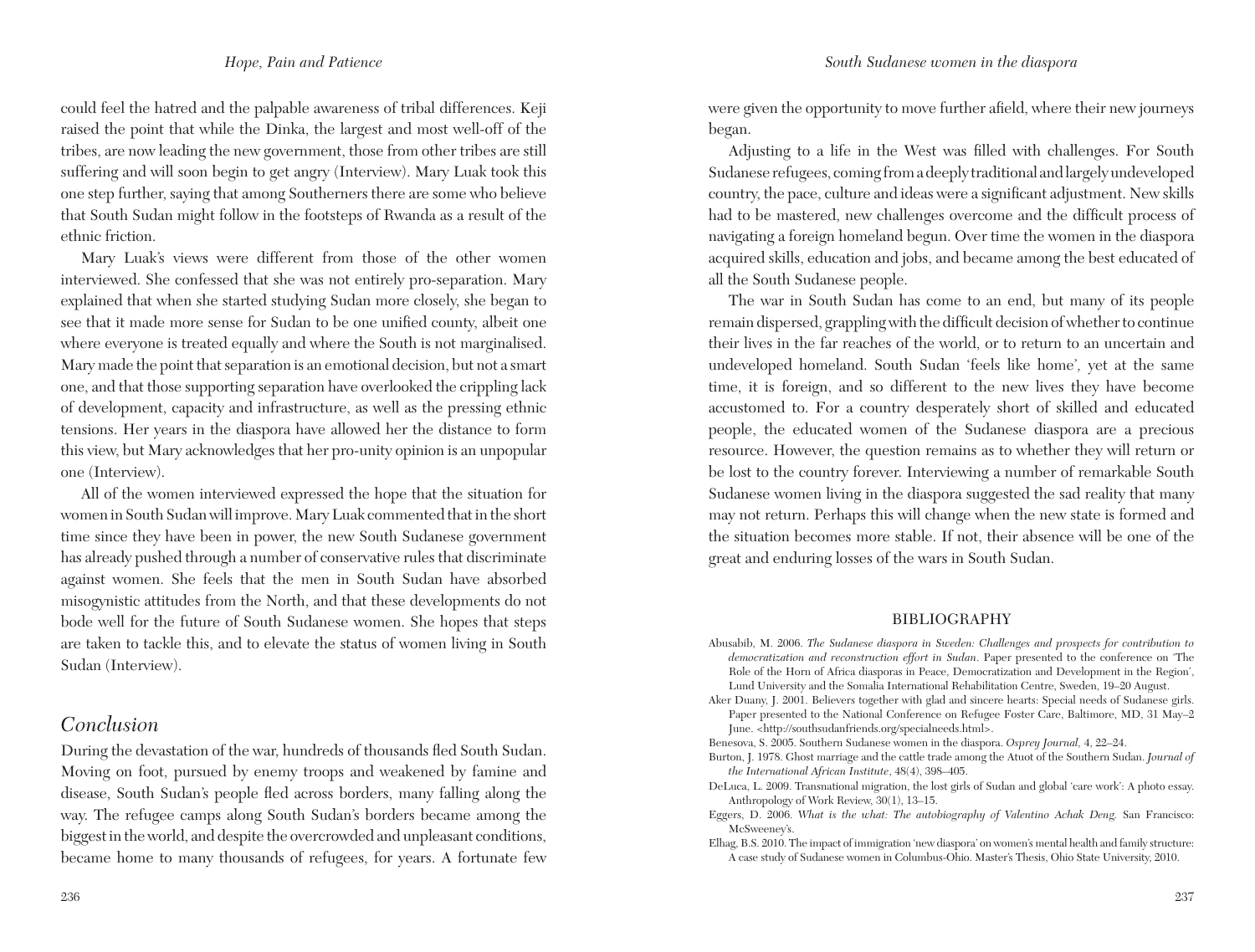could feel the hatred and the palpable awareness of tribal differences. Keji raised the point that while the Dinka, the largest and most well-off of the tribes, are now leading the new government, those from other tribes are still suffering and will soon begin to get angry (Interview). Mary Luak took this one step further, saying that among Southerners there are some who believe that South Sudan might follow in the footsteps of Rwanda as a result of the ethnic friction.

Mary Luak's views were different from those of the other women interviewed. She confessed that she was not entirely pro-separation. Mary explained that when she started studying Sudan more closely, she began to see that it made more sense for Sudan to be one unified county, albeit one where everyone is treated equally and where the South is not marginalised. Mary made the point that separation is an emotional decision, but not a smart one, and that those supporting separation have overlooked the crippling lack of development, capacity and infrastructure, as well as the pressing ethnic tensions. Her years in the diaspora have allowed her the distance to form this view, but Mary acknowledges that her pro-unity opinion is an unpopular one (Interview).

All of the women interviewed expressed the hope that the situation for women in South Sudan will improve. Mary Luak commented that in the short time since they have been in power, the new South Sudanese government has already pushed through a number of conservative rules that discriminate against women. She feels that the men in South Sudan have absorbed misogynistic attitudes from the North, and that these developments do not bode well for the future of South Sudanese women. She hopes that steps are taken to tackle this, and to elevate the status of women living in South Sudan (Interview).

## *Conclusion*

During the devastation of the war, hundreds of thousands fled South Sudan. Moving on foot, pursued by enemy troops and weakened by famine and disease, South Sudan's people fled across borders, many falling along the way. The refugee camps along South Sudan's borders became among the biggest in the world, and despite the overcrowded and unpleasant conditions, became home to many thousands of refugees, for years. A fortunate few were given the opportunity to move further afield, where their new journeys began.

Adjusting to a life in the West was filled with challenges. For South Sudanese refugees, coming from a deeply traditional and largely undeveloped country, the pace, culture and ideas were a significant adjustment. New skills had to be mastered, new challenges overcome and the difficult process of navigating a foreign homeland begun. Over time the women in the diaspora acquired skills, education and jobs, and became among the best educated of all the South Sudanese people.

The war in South Sudan has come to an end, but many of its people remain dispersed, grappling with the difficult decision of whether to continue their lives in the far reaches of the world, or to return to an uncertain and undeveloped homeland. South Sudan 'feels like home', yet at the same time, it is foreign, and so different to the new lives they have become accustomed to. For a country desperately short of skilled and educated people, the educated women of the Sudanese diaspora are a precious resource. However, the question remains as to whether they will return or be lost to the country forever. Interviewing a number of remarkable South Sudanese women living in the diaspora suggested the sad reality that many may not return. Perhaps this will change when the new state is formed and the situation becomes more stable. If not, their absence will be one of the great and enduring losses of the wars in South Sudan.

## BIBLIOGRAPHY

Abusabib, M. 2006. *The Sudanese diaspora in Sweden: Challenges and prospects for contribution to democratization and reconstruction effort in Sudan*. Paper presented to the conference on 'The Role of the Horn of Africa diasporas in Peace, Democratization and Development in the Region', Lund University and the Somalia International Rehabilitation Centre, Sweden, 19–20 August.

Aker Duany, J. 2001. Believers together with glad and sincere hearts: Special needs of Sudanese girls. Paper presented to the National Conference on Refugee Foster Care, Baltimore, MD, 31 May–2 June. <http://southsudanfriends.org/specialneeds.html>.

Benesova, S. 2005. Southern Sudanese women in the diaspora. *Osprey Journal*, 4, 22–24.

Burton, J. 1978. Ghost marriage and the cattle trade among the Atuot of the Southern Sudan. *Journal of the International African Institute*, 48(4), 398–405.

DeLuca, L. 2009. Transnational migration, the lost girls of Sudan and global 'care work': A photo essay. Anthropology of Work Review, 30(1), 13–15.

Eggers, D. 2006. *What is the what: The autobiography of Valentino Achak Deng.* San Francisco: McSweeney's.

Elhag, B.S. 2010. The impact of immigration 'new diaspora' on women's mental health and family structure: A case study of Sudanese women in Columbus-Ohio. Master's Thesis, Ohio State University, 2010.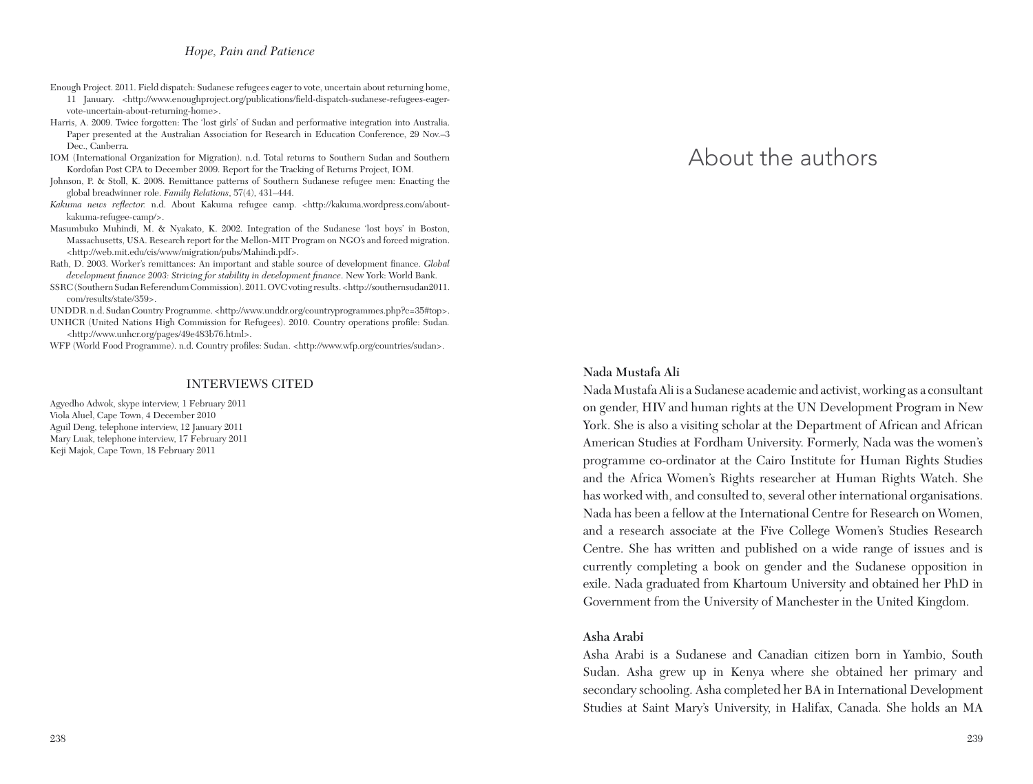Enough Project. 2011. Field dispatch: Sudanese refugees eager to vote, uncertain about returning home, 11 January. <http://www.enoughproject.org/publications/field-dispatch-sudanese-refugees-eager-vote-uncertain-about-returning-home>.

Harris, A. 2009. Twice forgotten: The 'lost girls' of Sudan and performative integration into Australia. Paper presented at the Australian Association for Research in Education Conference, 29 Nov.–3 Dec., Canberra.

IOM (International Organization for Migration). n.d. Total returns to Southern Sudan and Southern Kordofan Post CPA to December 2009. Report for the Tracking of Returns Project, IOM.

Johnson, P. & Stoll, K. 2008. Remittance patterns of Southern Sudanese refugee men: Enacting the global breadwinner role. *Family Relations*, 57(4), 431–444.

*Kakuma news reflector.* n.d. About Kakuma refugee camp. <http://kakuma.wordpress.com/about-kakuma-refugee-camp/>.

Masumbuko Muhindi, M. & Nyakato, K. 2002. Integration of the Sudanese 'lost boys' in Boston, Massachusetts, USA. Research report for the Mellon-MIT Program on NGO's and forced migration. <http://web.mit.edu/cis/www/migration/pubs/Mahindi.pdf>.

Rath, D. 2003. Worker's remittances: An important and stable source of development finance. *Global development finance 2003: Striving for stability in development finance*. New York: World Bank.

SSRC (Southern Sudan Referendum Commission). 2011. OVC voting results. <http://southernsudan2011.com/results/state/359>.

UNDDR. n.d. Sudan Country Programme. <http://www.unddr.org/countryprogrammes.php?c=35#top>.

UNHCR (United Nations High Commission for Refugees). 2010. Country operations profile: Sudan. <http://www.unhcr.org/pages/49e483b76.html>.

WFP (World Food Programme). n.d. Country profiles: Sudan. <http://www.wfp.org/countries/sudan>.

## INTERVIEWS CITED

Agyedho Adwok, skype interview, 1 February 2011
Viola Aluel, Cape Town, 4 December 2010
Aguil Deng, telephone interview, 12 January 2011
Mary Luak, telephone interview, 17 February 2011
Keji Majok, Cape Town, 18 February 2011

# About the authors

### Nada Mustafa Ali

Nada Mustafa Ali is a Sudanese academic and activist, working as a consultant on gender, HIV and human rights at the UN Development Program in New York. She is also a visiting scholar at the Department of African and African American Studies at Fordham University. Formerly, Nada was the women's programme co-ordinator at the Cairo Institute for Human Rights Studies and the Africa Women's Rights researcher at Human Rights Watch. She has worked with, and consulted to, several other international organisations. Nada has been a fellow at the International Centre for Research on Women, and a research associate at the Five College Women's Studies Research Centre. She has written and published on a wide range of issues and is currently completing a book on gender and the Sudanese opposition in exile. Nada graduated from Khartoum University and obtained her PhD in Government from the University of Manchester in the United Kingdom.

### Asha Arabi

Asha Arabi is a Sudanese and Canadian citizen born in Yambio, South Sudan. Asha grew up in Kenya where she obtained her primary and secondary schooling. Asha completed her BA in International Development Studies at Saint Mary's University, in Halifax, Canada. She holds an MA